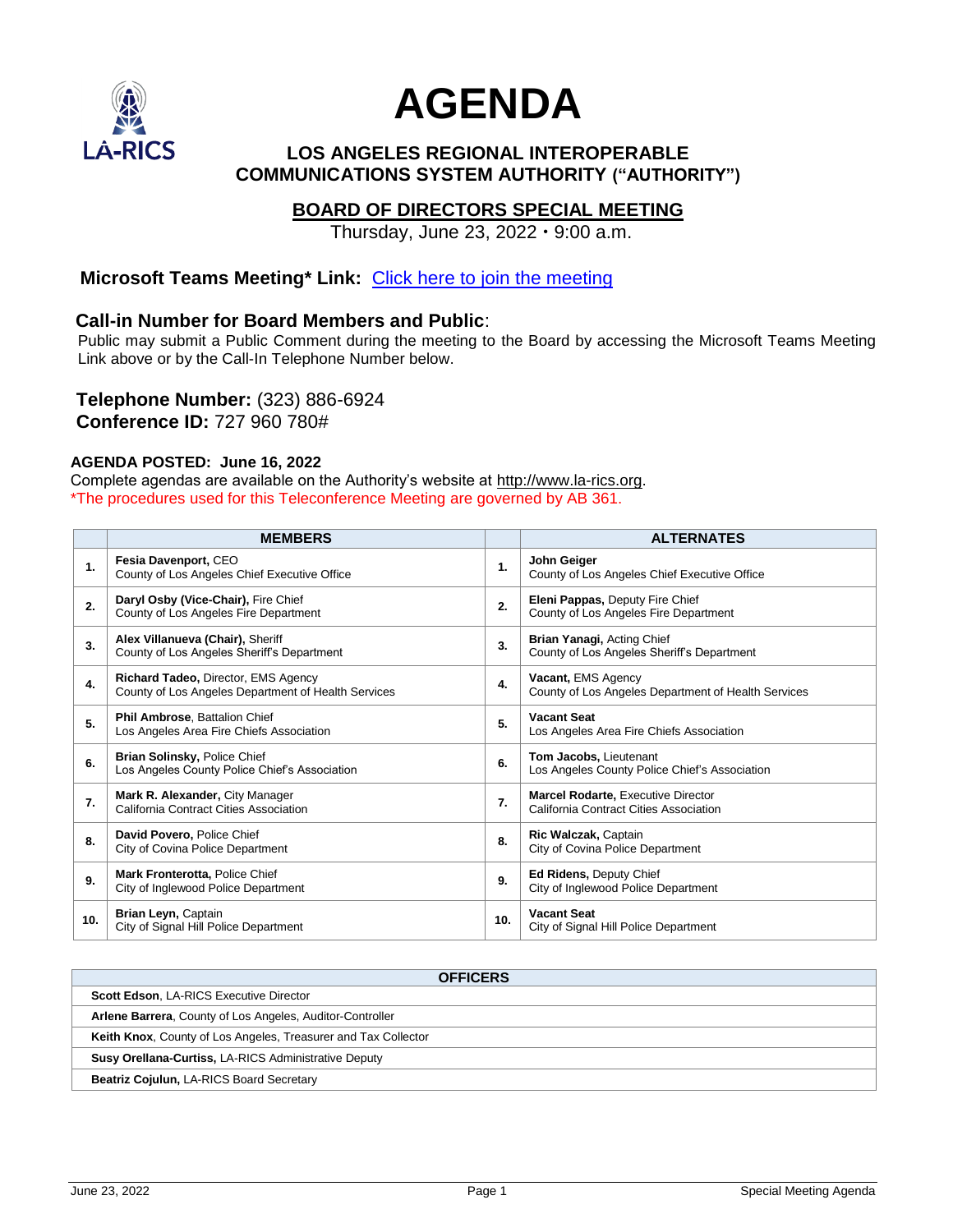# AGENDA

## LOS ANGELES REGIONAL INTEROPERABLE COMMUNICATIONS SYSTEM AUTHORITY ("AUTHORITY")

## BOARD OF DIRECTORS SPECIAL MEETING

Thursday, June 23, 2022 • 9:00 a.m.

**Microsoft Teams Meeting\* Link:** Click here to join the meeting

**Call-in Number for Board Members and Public**:

Public may submit a Public Comment during the meeting to the Board by accessing the Microsoft Teams Meeting Link above or by the Call-In Telephone Number below.

**Telephone Number:** (323) 886-6924
**Conference ID:** 727 960 780#

**AGENDA POSTED: June 16, 2022**

Complete agendas are available on the Authority's website at http://www.la-rics.org.

*The procedures used for this Teleconference Meeting are governed by AB 361.

| | MEMBERS | | ALTERNATES |
|---|---|---|---|
| **1.** | **Fesia Davenport,** CEO<br>County of Los Angeles Chief Executive Office | **1.** | **John Geiger**<br>County of Los Angeles Chief Executive Office |
| **2.** | **Daryl Osby (Vice-Chair),** Fire Chief<br>County of Los Angeles Fire Department | **2.** | **Eleni Pappas,** Deputy Fire Chief<br>County of Los Angeles Fire Department |
| **3.** | **Alex Villanueva (Chair),** Sheriff<br>County of Los Angeles Sheriff's Department | **3.** | **Brian Yanagi,** Acting Chief<br>County of Los Angeles Sheriff's Department |
| **4.** | **Richard Tadeo,** Director, EMS Agency<br>County of Los Angeles Department of Health Services | **4.** | **Vacant,** EMS Agency<br>County of Los Angeles Department of Health Services |
| **5.** | **Phil Ambrose**, Battalion Chief<br>Los Angeles Area Fire Chiefs Association | **5.** | **Vacant Seat**<br>Los Angeles Area Fire Chiefs Association |
| **6.** | **Brian Solinsky,** Police Chief<br>Los Angeles County Police Chief's Association | **6.** | **Tom Jacobs,** Lieutenant<br>Los Angeles County Police Chief's Association |
| **7.** | **Mark R. Alexander,** City Manager<br>California Contract Cities Association | **7.** | **Marcel Rodarte,** Executive Director<br>California Contract Cities Association |
| **8.** | **David Povero,** Police Chief<br>City of Covina Police Department | **8.** | **Ric Walczak,** Captain<br>City of Covina Police Department |
| **9.** | **Mark Fronterotta,** Police Chief<br>City of Inglewood Police Department | **9.** | **Ed Ridens,** Deputy Chief<br>City of Inglewood Police Department |
| **10.** | **Brian Leyn,** Captain<br>City of Signal Hill Police Department | **10.** | **Vacant Seat**<br>City of Signal Hill Police Department |

| OFFICERS |
|---|
| **Scott Edson**, LA-RICS Executive Director |
| **Arlene Barrera**, County of Los Angeles, Auditor-Controller |
| **Keith Knox**, County of Los Angeles, Treasurer and Tax Collector |
| **Susy Orellana-Curtiss,** LA-RICS Administrative Deputy |
| **Beatriz Cojulun,** LA-RICS Board Secretary |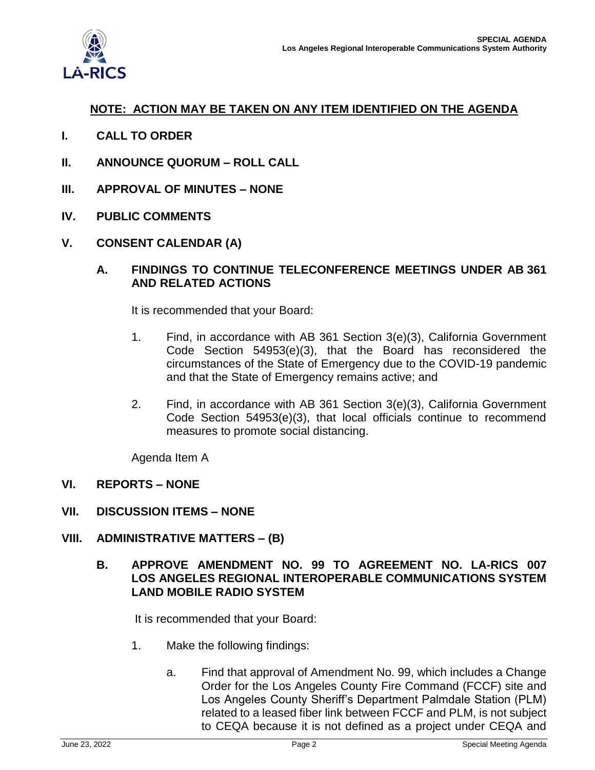**NOTE: ACTION MAY BE TAKEN ON ANY ITEM IDENTIFIED ON THE AGENDA**

**I. CALL TO ORDER**

**II. ANNOUNCE QUORUM – ROLL CALL**

**III. APPROVAL OF MINUTES – NONE**

**IV. PUBLIC COMMENTS**

**V. CONSENT CALENDAR (A)**

**A. FINDINGS TO CONTINUE TELECONFERENCE MEETINGS UNDER AB 361 AND RELATED ACTIONS**

It is recommended that your Board:

1. Find, in accordance with AB 361 Section 3(e)(3), California Government Code Section 54953(e)(3), that the Board has reconsidered the circumstances of the State of Emergency due to the COVID-19 pandemic and that the State of Emergency remains active; and

2. Find, in accordance with AB 361 Section 3(e)(3), California Government Code Section 54953(e)(3), that local officials continue to recommend measures to promote social distancing.

Agenda Item A

**VI. REPORTS – NONE**

**VII. DISCUSSION ITEMS – NONE**

**VIII. ADMINISTRATIVE MATTERS – (B)**

**B. APPROVE AMENDMENT NO. 99 TO AGREEMENT NO. LA-RICS 007 LOS ANGELES REGIONAL INTEROPERABLE COMMUNICATIONS SYSTEM LAND MOBILE RADIO SYSTEM**

It is recommended that your Board:

1. Make the following findings:

   a. Find that approval of Amendment No. 99, which includes a Change Order for the Los Angeles County Fire Command (FCCF) site and Los Angeles County Sheriff's Department Palmdale Station (PLM) related to a leased fiber link between FCCF and PLM, is not subject to CEQA because it is not defined as a project under CEQA and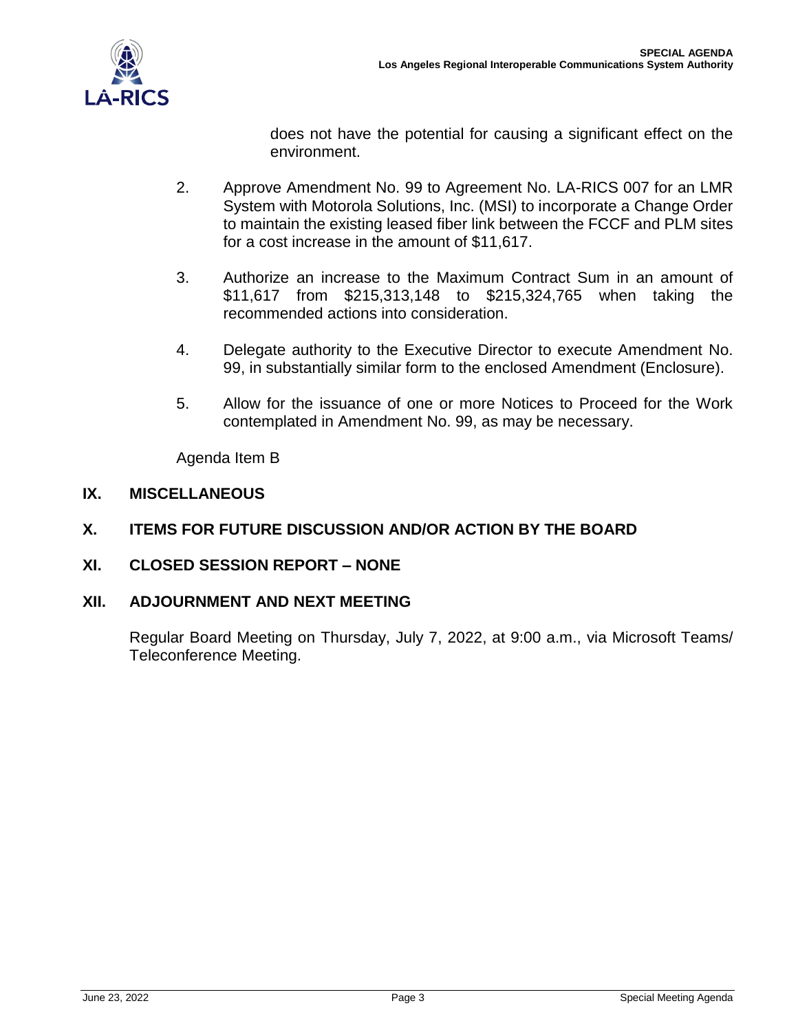does not have the potential for causing a significant effect on the environment.

2. Approve Amendment No. 99 to Agreement No. LA-RICS 007 for an LMR System with Motorola Solutions, Inc. (MSI) to incorporate a Change Order to maintain the existing leased fiber link between the FCCF and PLM sites for a cost increase in the amount of $11,617.

3. Authorize an increase to the Maximum Contract Sum in an amount of $11,617 from $215,313,148 to $215,324,765 when taking the recommended actions into consideration.

4. Delegate authority to the Executive Director to execute Amendment No. 99, in substantially similar form to the enclosed Amendment (Enclosure).

5. Allow for the issuance of one or more Notices to Proceed for the Work contemplated in Amendment No. 99, as may be necessary.

Agenda Item B

## IX. MISCELLANEOUS

## X. ITEMS FOR FUTURE DISCUSSION AND/OR ACTION BY THE BOARD

## XI. CLOSED SESSION REPORT – NONE

## XII. ADJOURNMENT AND NEXT MEETING

Regular Board Meeting on Thursday, July 7, 2022, at 9:00 a.m., via Microsoft Teams/ Teleconference Meeting.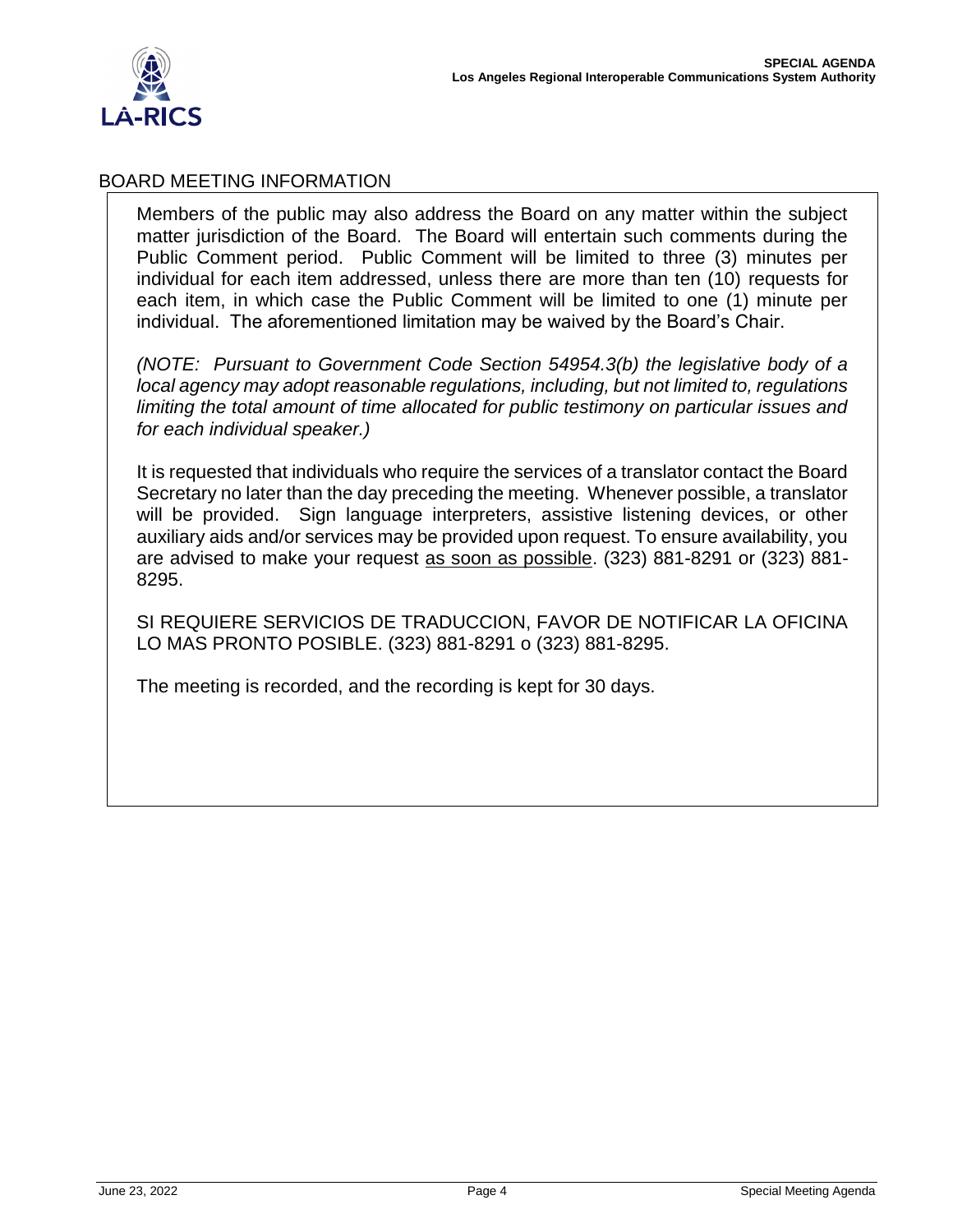## BOARD MEETING INFORMATION

Members of the public may also address the Board on any matter within the subject matter jurisdiction of the Board. The Board will entertain such comments during the Public Comment period. Public Comment will be limited to three (3) minutes per individual for each item addressed, unless there are more than ten (10) requests for each item, in which case the Public Comment will be limited to one (1) minute per individual. The aforementioned limitation may be waived by the Board's Chair.

*(NOTE: Pursuant to Government Code Section 54954.3(b) the legislative body of a local agency may adopt reasonable regulations, including, but not limited to, regulations limiting the total amount of time allocated for public testimony on particular issues and for each individual speaker.)*

It is requested that individuals who require the services of a translator contact the Board Secretary no later than the day preceding the meeting. Whenever possible, a translator will be provided. Sign language interpreters, assistive listening devices, or other auxiliary aids and/or services may be provided upon request. To ensure availability, you are advised to make your request as soon as possible. (323) 881-8291 or (323) 881-8295.

SI REQUIERE SERVICIOS DE TRADUCCION, FAVOR DE NOTIFICAR LA OFICINA LO MAS PRONTO POSIBLE. (323) 881-8291 o (323) 881-8295.

The meeting is recorded, and the recording is kept for 30 days.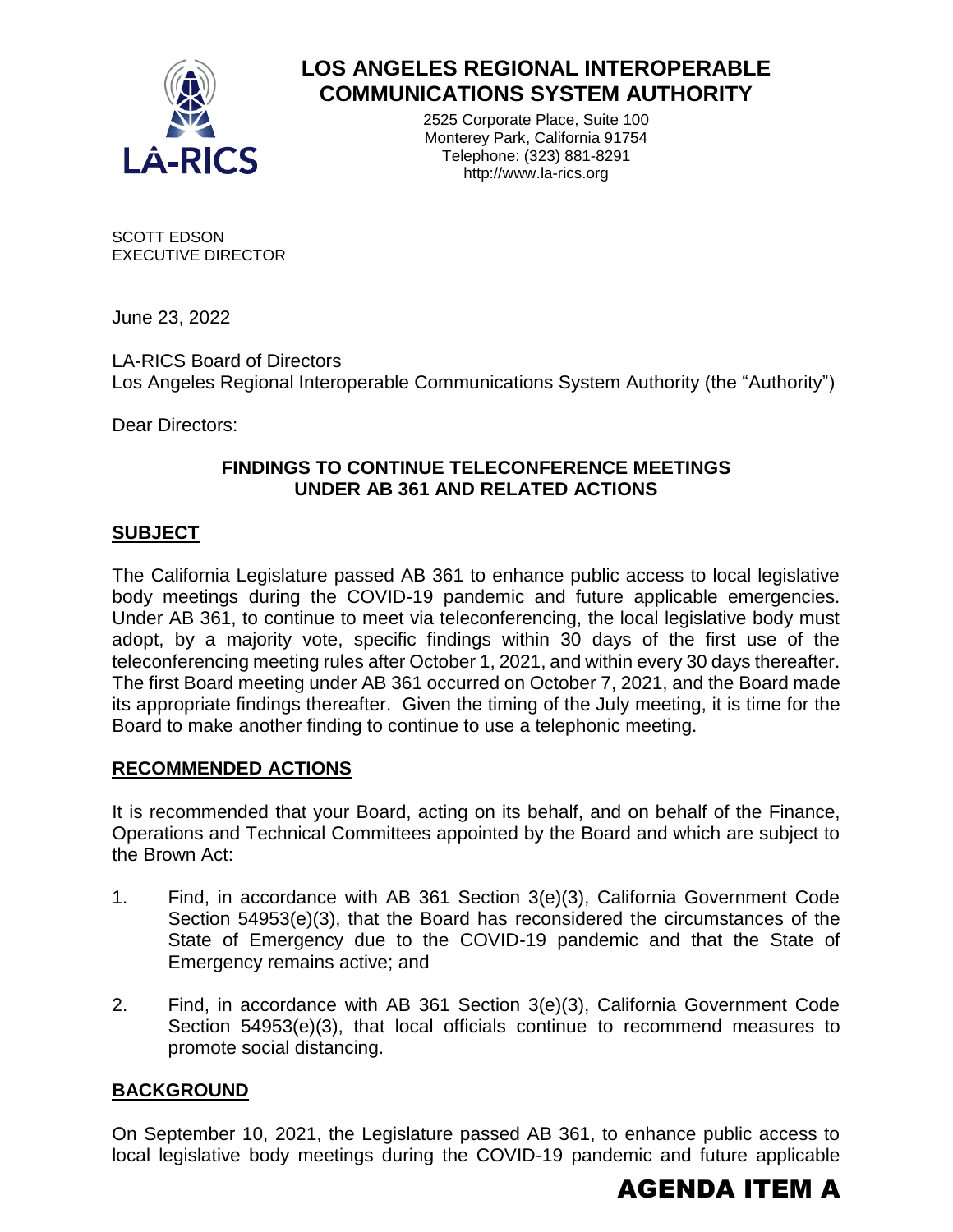# LOS ANGELES REGIONAL INTEROPERABLE COMMUNICATIONS SYSTEM AUTHORITY

2525 Corporate Place, Suite 100
Monterey Park, California 91754
Telephone: (323) 881-8291
http://www.la-rics.org

SCOTT EDSON
EXECUTIVE DIRECTOR

June 23, 2022

LA-RICS Board of Directors
Los Angeles Regional Interoperable Communications System Authority (the "Authority")

Dear Directors:

**FINDINGS TO CONTINUE TELECONFERENCE MEETINGS UNDER AB 361 AND RELATED ACTIONS**

## SUBJECT

The California Legislature passed AB 361 to enhance public access to local legislative body meetings during the COVID-19 pandemic and future applicable emergencies. Under AB 361, to continue to meet via teleconferencing, the local legislative body must adopt, by a majority vote, specific findings within 30 days of the first use of the teleconferencing meeting rules after October 1, 2021, and within every 30 days thereafter. The first Board meeting under AB 361 occurred on October 7, 2021, and the Board made its appropriate findings thereafter. Given the timing of the July meeting, it is time for the Board to make another finding to continue to use a telephonic meeting.

## RECOMMENDED ACTIONS

It is recommended that your Board, acting on its behalf, and on behalf of the Finance, Operations and Technical Committees appointed by the Board and which are subject to the Brown Act:

1. Find, in accordance with AB 361 Section 3(e)(3), California Government Code Section 54953(e)(3), that the Board has reconsidered the circumstances of the State of Emergency due to the COVID-19 pandemic and that the State of Emergency remains active; and

2. Find, in accordance with AB 361 Section 3(e)(3), California Government Code Section 54953(e)(3), that local officials continue to recommend measures to promote social distancing.

## BACKGROUND

On September 10, 2021, the Legislature passed AB 361, to enhance public access to local legislative body meetings during the COVID-19 pandemic and future applicable

**AGENDA ITEM A**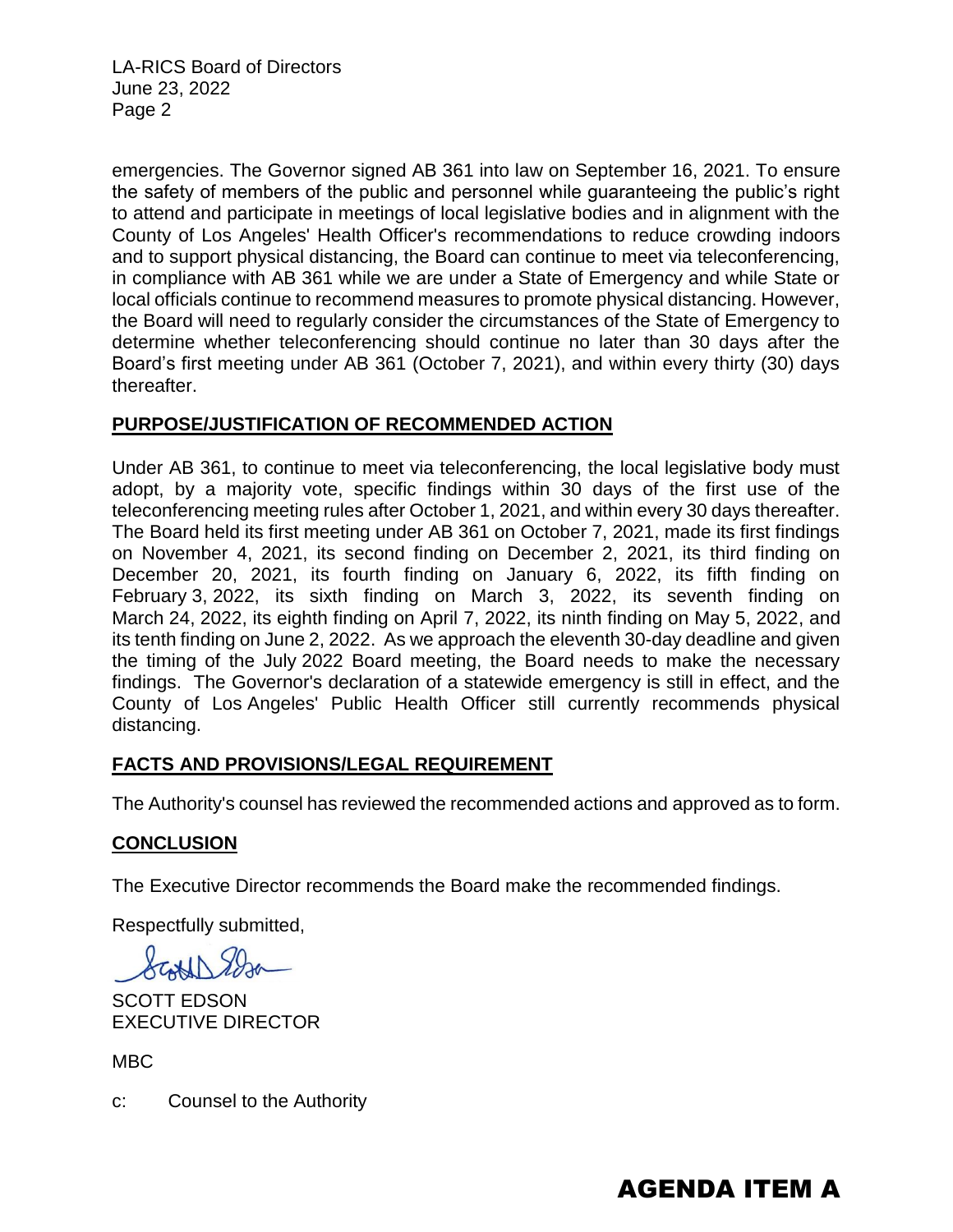emergencies. The Governor signed AB 361 into law on September 16, 2021. To ensure the safety of members of the public and personnel while guaranteeing the public's right to attend and participate in meetings of local legislative bodies and in alignment with the County of Los Angeles' Health Officer's recommendations to reduce crowding indoors and to support physical distancing, the Board can continue to meet via teleconferencing, in compliance with AB 361 while we are under a State of Emergency and while State or local officials continue to recommend measures to promote physical distancing. However, the Board will need to regularly consider the circumstances of the State of Emergency to determine whether teleconferencing should continue no later than 30 days after the Board's first meeting under AB 361 (October 7, 2021), and within every thirty (30) days thereafter.

## PURPOSE/JUSTIFICATION OF RECOMMENDED ACTION

Under AB 361, to continue to meet via teleconferencing, the local legislative body must adopt, by a majority vote, specific findings within 30 days of the first use of the teleconferencing meeting rules after October 1, 2021, and within every 30 days thereafter. The Board held its first meeting under AB 361 on October 7, 2021, made its first findings on November 4, 2021, its second finding on December 2, 2021, its third finding on December 20, 2021, its fourth finding on January 6, 2022, its fifth finding on February 3, 2022, its sixth finding on March 3, 2022, its seventh finding on March 24, 2022, its eighth finding on April 7, 2022, its ninth finding on May 5, 2022, and its tenth finding on June 2, 2022. As we approach the eleventh 30-day deadline and given the timing of the July 2022 Board meeting, the Board needs to make the necessary findings. The Governor's declaration of a statewide emergency is still in effect, and the County of Los Angeles' Public Health Officer still currently recommends physical distancing.

## FACTS AND PROVISIONS/LEGAL REQUIREMENT

The Authority's counsel has reviewed the recommended actions and approved as to form.

## CONCLUSION

The Executive Director recommends the Board make the recommended findings.

Respectfully submitted,

SCOTT EDSON
EXECUTIVE DIRECTOR

MBC

c: Counsel to the Authority

AGENDA ITEM A